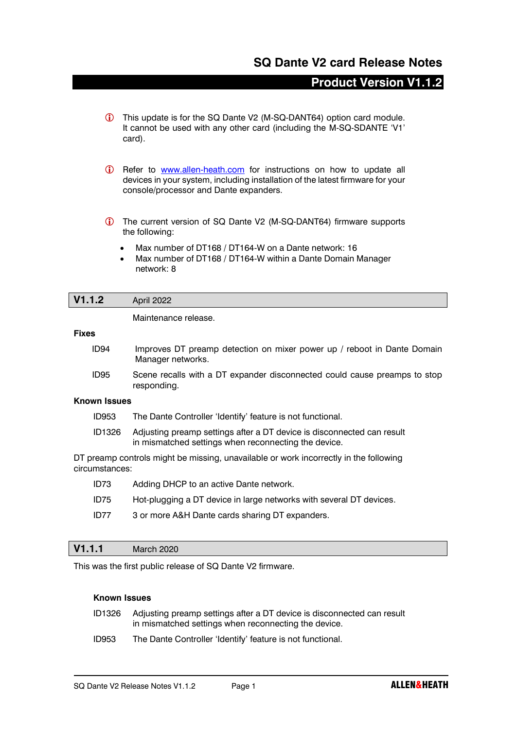# SQ Dante V2 card Release Notes

## Product Version V1.1.2

ⓘ This update is for the SQ Dante V2 (M-SQ-DANT64) option card module. It cannot be used with any other card (including the M-SQ-SDANTE 'V1' card).

ⓘ Refer to [www.allen-heath.com](http://www.allen-heath.com) for instructions on how to update all devices in your system, including installation of the latest firmware for your console/processor and Dante expanders.

ⓘ The current version of SQ Dante V2 (M-SQ-DANT64) firmware supports the following:

- Max number of DT168 / DT164-W on a Dante network: 16
- Max number of DT168 / DT164-W within a Dante Domain Manager network: 8

## V1.1.2 — April 2022

Maintenance release.

**Fixes**

| | |
|---|---|
| ID94 | Improves DT preamp detection on mixer power up / reboot in Dante Domain Manager networks. |
| ID95 | Scene recalls with a DT expander disconnected could cause preamps to stop responding. |

**Known Issues**

| | |
|---|---|
| ID953 | The Dante Controller 'Identify' feature is not functional. |
| ID1326 | Adjusting preamp settings after a DT device is disconnected can result in mismatched settings when reconnecting the device. |

DT preamp controls might be missing, unavailable or work incorrectly in the following circumstances:

| | |
|---|---|
| ID73 | Adding DHCP to an active Dante network. |
| ID75 | Hot-plugging a DT device in large networks with several DT devices. |
| ID77 | 3 or more A&H Dante cards sharing DT expanders. |

## V1.1.1 — March 2020

This was the first public release of SQ Dante V2 firmware.

**Known Issues**

| | |
|---|---|
| ID1326 | Adjusting preamp settings after a DT device is disconnected can result in mismatched settings when reconnecting the device. |
| ID953 | The Dante Controller 'Identify' feature is not functional. |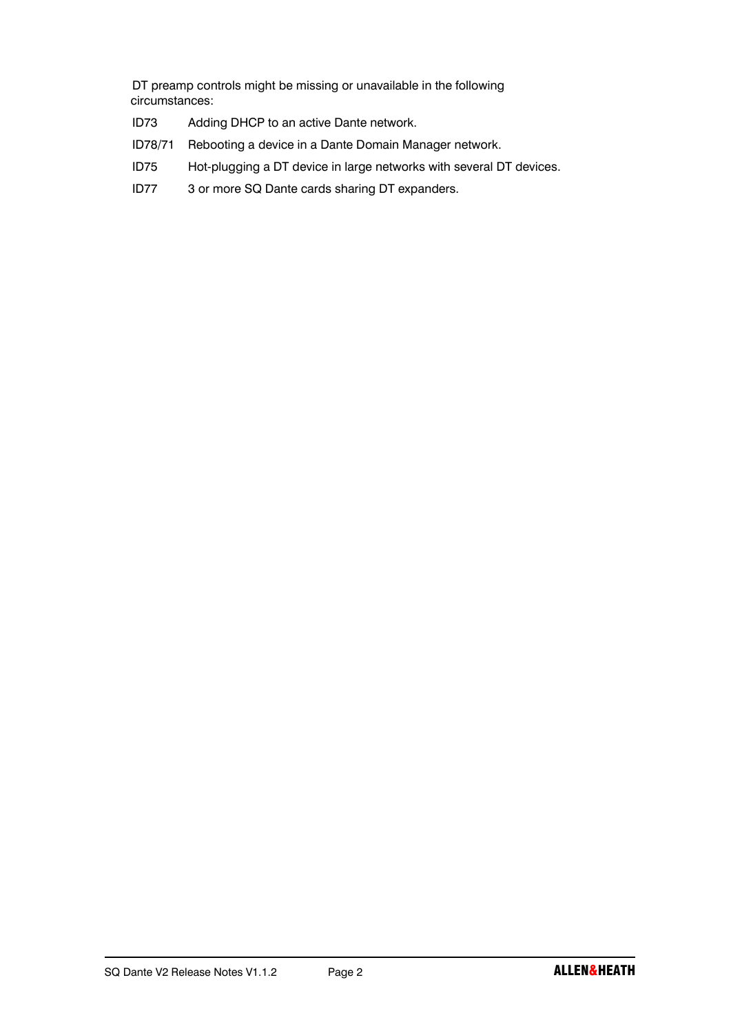DT preamp controls might be missing or unavailable in the following circumstances:

| | |
|---|---|
| ID73 | Adding DHCP to an active Dante network. |
| ID78/71 | Rebooting a device in a Dante Domain Manager network. |
| ID75 | Hot-plugging a DT device in large networks with several DT devices. |
| ID77 | 3 or more SQ Dante cards sharing DT expanders. |